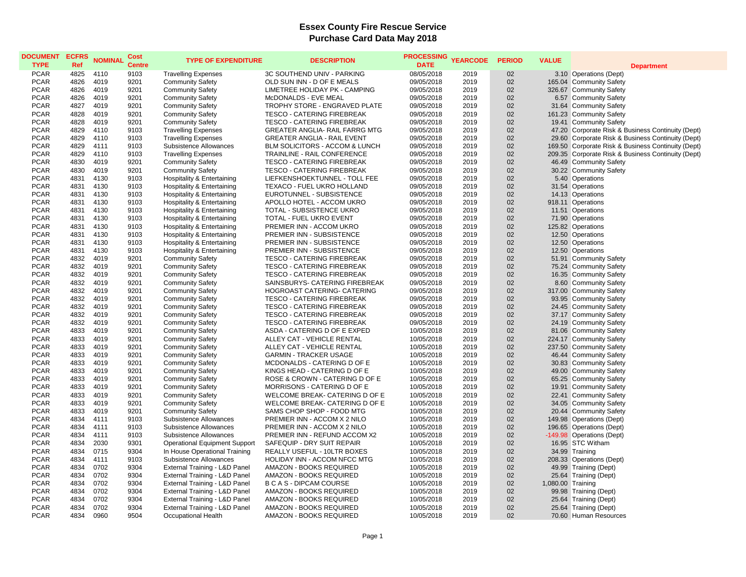# Essex County Fire Rescue Service
## Purchase Card Data May 2018

| DOCUMENT TYPE | ECFRS Ref | NOMINAL | Cost Centre | TYPE OF EXPENDITURE | DESCRIPTION | PROCESSING DATE | YEARCODE | PERIOD | VALUE | Department |
|---|---|---|---|---|---|---|---|---|---|---|
| PCAR | 4825 | 4110 | 9103 | Travelling Expenses | 3C SOUTHEND UNIV - PARKING | 08/05/2018 | 2019 | 02 | 3.10 | Operations (Dept) |
| PCAR | 4826 | 4019 | 9201 | Community Safety | OLD SUN INN - D OF E MEALS | 09/05/2018 | 2019 | 02 | 165.04 | Community Safety |
| PCAR | 4826 | 4019 | 9201 | Community Safety | LIMETREE HOLIDAY PK - CAMPING | 09/05/2018 | 2019 | 02 | 326.67 | Community Safety |
| PCAR | 4826 | 4019 | 9201 | Community Safety | McDONALDS - EVE MEAL | 09/05/2018 | 2019 | 02 | 6.57 | Community Safety |
| PCAR | 4827 | 4019 | 9201 | Community Safety | TROPHY STORE - ENGRAVED PLATE | 09/05/2018 | 2019 | 02 | 31.64 | Community Safety |
| PCAR | 4828 | 4019 | 9201 | Community Safety | TESCO - CATERING FIREBREAK | 09/05/2018 | 2019 | 02 | 161.23 | Community Safety |
| PCAR | 4828 | 4019 | 9201 | Community Safety | TESCO - CATERING FIREBREAK | 09/05/2018 | 2019 | 02 | 19.41 | Community Safety |
| PCAR | 4829 | 4110 | 9103 | Travelling Expenses | GREATER ANGLIA- RAIL FARRG MTG | 09/05/2018 | 2019 | 02 | 47.20 | Corporate Risk & Business Continuity (Dept) |
| PCAR | 4829 | 4110 | 9103 | Travelling Expenses | GREATER ANGLIA - RAIL EVENT | 09/05/2018 | 2019 | 02 | 29.60 | Corporate Risk & Business Continuity (Dept) |
| PCAR | 4829 | 4111 | 9103 | Subsistence Allowances | BLM SOLICITORS - ACCOM & LUNCH | 09/05/2018 | 2019 | 02 | 169.50 | Corporate Risk & Business Continuity (Dept) |
| PCAR | 4829 | 4110 | 9103 | Travelling Expenses | TRAINLINE - RAIL CONFERENCE | 09/05/2018 | 2019 | 02 | 209.35 | Corporate Risk & Business Continuity (Dept) |
| PCAR | 4830 | 4019 | 9201 | Community Safety | TESCO - CATERING FIREBREAK | 09/05/2018 | 2019 | 02 | 46.49 | Community Safety |
| PCAR | 4830 | 4019 | 9201 | Community Safety | TESCO - CATERING FIREBREAK | 09/05/2018 | 2019 | 02 | 30.22 | Community Safety |
| PCAR | 4831 | 4130 | 9103 | Hospitality & Entertaining | LIEFKENSHOEKTUNNEL - TOLL FEE | 09/05/2018 | 2019 | 02 | 5.40 | Operations |
| PCAR | 4831 | 4130 | 9103 | Hospitality & Entertaining | TEXACO - FUEL UKRO HOLLAND | 09/05/2018 | 2019 | 02 | 31.54 | Operations |
| PCAR | 4831 | 4130 | 9103 | Hospitality & Entertaining | EUROTUNNEL - SUBSISTENCE | 09/05/2018 | 2019 | 02 | 14.13 | Operations |
| PCAR | 4831 | 4130 | 9103 | Hospitality & Entertaining | APOLLO HOTEL - ACCOM UKRO | 09/05/2018 | 2019 | 02 | 918.11 | Operations |
| PCAR | 4831 | 4130 | 9103 | Hospitality & Entertaining | TOTAL - SUBSISTENCE UKRO | 09/05/2018 | 2019 | 02 | 11.51 | Operations |
| PCAR | 4831 | 4130 | 9103 | Hospitality & Entertaining | TOTAL - FUEL UKRO EVENT | 09/05/2018 | 2019 | 02 | 71.90 | Operations |
| PCAR | 4831 | 4130 | 9103 | Hospitality & Entertaining | PREMIER INN - ACCOM UKRO | 09/05/2018 | 2019 | 02 | 125.82 | Operations |
| PCAR | 4831 | 4130 | 9103 | Hospitality & Entertaining | PREMIER INN - SUBSISTENCE | 09/05/2018 | 2019 | 02 | 12.50 | Operations |
| PCAR | 4831 | 4130 | 9103 | Hospitality & Entertaining | PREMIER INN - SUBSISTENCE | 09/05/2018 | 2019 | 02 | 12.50 | Operations |
| PCAR | 4831 | 4130 | 9103 | Hospitality & Entertaining | PREMIER INN - SUBSISTENCE | 09/05/2018 | 2019 | 02 | 12.50 | Operations |
| PCAR | 4832 | 4019 | 9201 | Community Safety | TESCO - CATERING FIREBREAK | 09/05/2018 | 2019 | 02 | 51.91 | Community Safety |
| PCAR | 4832 | 4019 | 9201 | Community Safety | TESCO - CATERING FIREBREAK | 09/05/2018 | 2019 | 02 | 75.24 | Community Safety |
| PCAR | 4832 | 4019 | 9201 | Community Safety | TESCO - CATERING FIREBREAK | 09/05/2018 | 2019 | 02 | 16.35 | Community Safety |
| PCAR | 4832 | 4019 | 9201 | Community Safety | SAINSBURYS- CATERING FIREBREAK | 09/05/2018 | 2019 | 02 | 8.60 | Community Safety |
| PCAR | 4832 | 4019 | 9201 | Community Safety | HOGROAST CATERING- CATERING | 09/05/2018 | 2019 | 02 | 317.00 | Community Safety |
| PCAR | 4832 | 4019 | 9201 | Community Safety | TESCO - CATERING FIREBREAK | 09/05/2018 | 2019 | 02 | 93.95 | Community Safety |
| PCAR | 4832 | 4019 | 9201 | Community Safety | TESCO - CATERING FIREBREAK | 09/05/2018 | 2019 | 02 | 24.45 | Community Safety |
| PCAR | 4832 | 4019 | 9201 | Community Safety | TESCO - CATERING FIREBREAK | 09/05/2018 | 2019 | 02 | 37.17 | Community Safety |
| PCAR | 4832 | 4019 | 9201 | Community Safety | TESCO - CATERING FIREBREAK | 09/05/2018 | 2019 | 02 | 24.19 | Community Safety |
| PCAR | 4833 | 4019 | 9201 | Community Safety | ASDA - CATERING D OF E EXPED | 10/05/2018 | 2019 | 02 | 81.06 | Community Safety |
| PCAR | 4833 | 4019 | 9201 | Community Safety | ALLEY CAT - VEHICLE RENTAL | 10/05/2018 | 2019 | 02 | 224.17 | Community Safety |
| PCAR | 4833 | 4019 | 9201 | Community Safety | ALLEY CAT - VEHICLE RENTAL | 10/05/2018 | 2019 | 02 | 237.50 | Community Safety |
| PCAR | 4833 | 4019 | 9201 | Community Safety | GARMIN - TRACKER USAGE | 10/05/2018 | 2019 | 02 | 46.44 | Community Safety |
| PCAR | 4833 | 4019 | 9201 | Community Safety | MCDONALDS - CATERING D OF E | 10/05/2018 | 2019 | 02 | 30.83 | Community Safety |
| PCAR | 4833 | 4019 | 9201 | Community Safety | KINGS HEAD - CATERING D OF E | 10/05/2018 | 2019 | 02 | 49.00 | Community Safety |
| PCAR | 4833 | 4019 | 9201 | Community Safety | ROSE & CROWN - CATERING D OF E | 10/05/2018 | 2019 | 02 | 65.25 | Community Safety |
| PCAR | 4833 | 4019 | 9201 | Community Safety | MORRISONS - CATERING D OF E | 10/05/2018 | 2019 | 02 | 19.91 | Community Safety |
| PCAR | 4833 | 4019 | 9201 | Community Safety | WELCOME BREAK- CATERING D OF E | 10/05/2018 | 2019 | 02 | 22.41 | Community Safety |
| PCAR | 4833 | 4019 | 9201 | Community Safety | WELCOME BREAK- CATERING D OF E | 10/05/2018 | 2019 | 02 | 34.05 | Community Safety |
| PCAR | 4833 | 4019 | 9201 | Community Safety | SAMS CHOP SHOP - FOOD MTG | 10/05/2018 | 2019 | 02 | 20.44 | Community Safety |
| PCAR | 4834 | 4111 | 9103 | Subsistence Allowances | PREMIER INN - ACCOM X 2 NILO | 10/05/2018 | 2019 | 02 | 149.98 | Operations (Dept) |
| PCAR | 4834 | 4111 | 9103 | Subsistence Allowances | PREMIER INN - ACCOM X 2 NILO | 10/05/2018 | 2019 | 02 | 196.65 | Operations (Dept) |
| PCAR | 4834 | 4111 | 9103 | Subsistence Allowances | PREMIER INN - REFUND ACCOM X2 | 10/05/2018 | 2019 | 02 | -149.98 | Operations (Dept) |
| PCAR | 4834 | 2030 | 9301 | Operational Equipment Support | SAFEQUIP - DRY SUIT REPAIR | 10/05/2018 | 2019 | 02 | 16.95 | STC Witham |
| PCAR | 4834 | 0715 | 9304 | In House Operational Training | REALLY USEFUL - 10LTR BOXES | 10/05/2018 | 2019 | 02 | 34.99 | Training |
| PCAR | 4834 | 4111 | 9103 | Subsistence Allowances | HOLIDAY INN - ACCOM NFCC MTG | 10/05/2018 | 2019 | 02 | 208.33 | Operations (Dept) |
| PCAR | 4834 | 0702 | 9304 | External Training - L&D Panel | AMAZON - BOOKS REQUIRED | 10/05/2018 | 2019 | 02 | 49.99 | Training (Dept) |
| PCAR | 4834 | 0702 | 9304 | External Training - L&D Panel | AMAZON - BOOKS REQUIRED | 10/05/2018 | 2019 | 02 | 25.64 | Training (Dept) |
| PCAR | 4834 | 0702 | 9304 | External Training - L&D Panel | B C A S - DIPCAM COURSE | 10/05/2018 | 2019 | 02 | 1,080.00 | Training |
| PCAR | 4834 | 0702 | 9304 | External Training - L&D Panel | AMAZON - BOOKS REQUIRED | 10/05/2018 | 2019 | 02 | 99.98 | Training (Dept) |
| PCAR | 4834 | 0702 | 9304 | External Training - L&D Panel | AMAZON - BOOKS REQUIRED | 10/05/2018 | 2019 | 02 | 25.64 | Training (Dept) |
| PCAR | 4834 | 0702 | 9304 | External Training - L&D Panel | AMAZON - BOOKS REQUIRED | 10/05/2018 | 2019 | 02 | 25.64 | Training (Dept) |
| PCAR | 4834 | 0960 | 9504 | Occupational Health | AMAZON - BOOKS REQUIRED | 10/05/2018 | 2019 | 02 | 70.60 | Human Resources |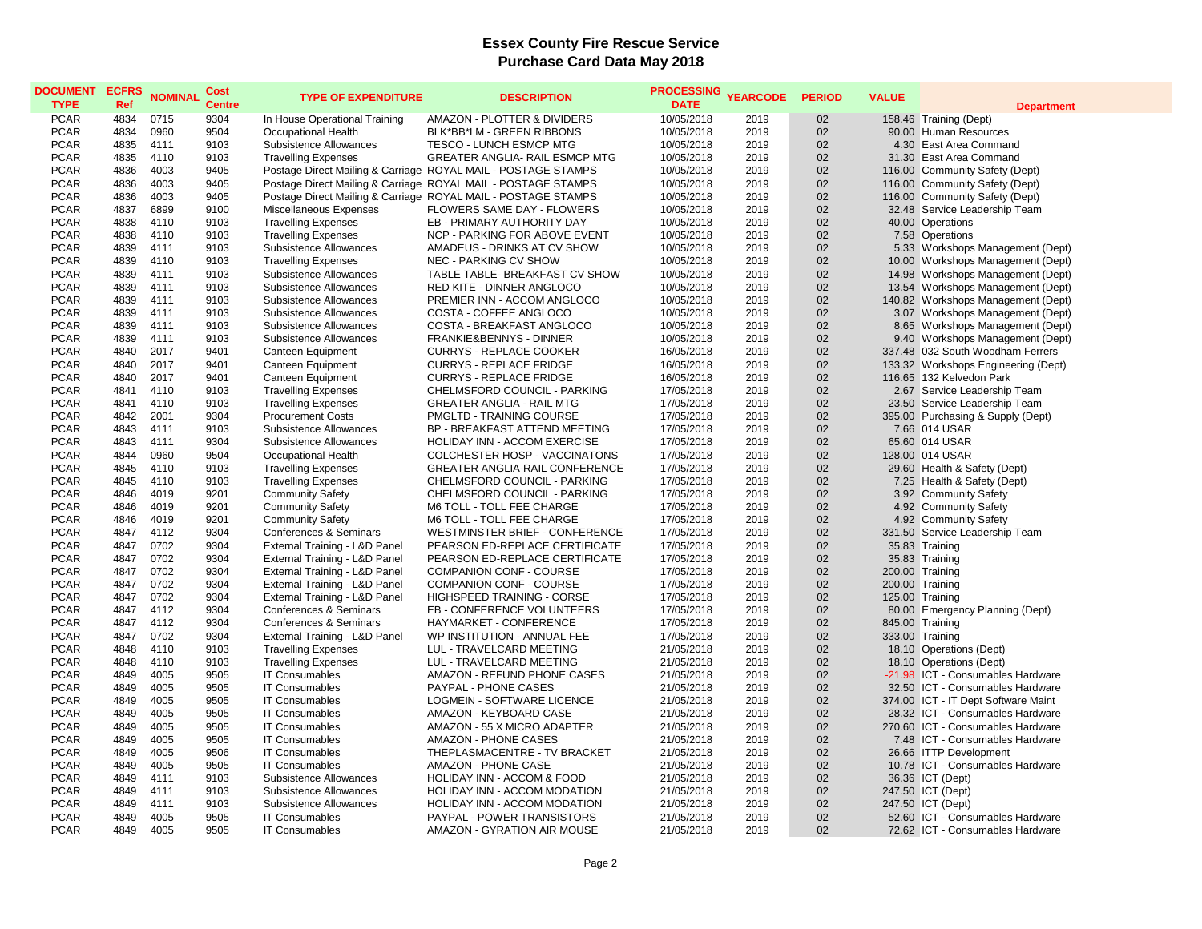# Essex County Fire Rescue Service
## Purchase Card Data May 2018

| DOCUMENT TYPE | ECFRS Ref | NOMINAL | Cost Centre | TYPE OF EXPENDITURE | DESCRIPTION | PROCESSING DATE | YEARCODE | PERIOD | VALUE | Department |
|---|---|---|---|---|---|---|---|---|---|---|
| PCAR | 4834 | 0715 | 9304 | In House Operational Training | AMAZON - PLOTTER & DIVIDERS | 10/05/2018 | 2019 | 02 | 158.46 | Training (Dept) |
| PCAR | 4834 | 0960 | 9504 | Occupational Health | BLK*BB*LM - GREEN RIBBONS | 10/05/2018 | 2019 | 02 | 90.00 | Human Resources |
| PCAR | 4835 | 4111 | 9103 | Subsistence Allowances | TESCO - LUNCH ESMCP MTG | 10/05/2018 | 2019 | 02 | 4.30 | East Area Command |
| PCAR | 4835 | 4110 | 9103 | Travelling Expenses | GREATER ANGLIA- RAIL ESMCP MTG | 10/05/2018 | 2019 | 02 | 31.30 | East Area Command |
| PCAR | 4836 | 4003 | 9405 | Postage Direct Mailing & Carriage | ROYAL MAIL - POSTAGE STAMPS | 10/05/2018 | 2019 | 02 | 116.00 | Community Safety (Dept) |
| PCAR | 4836 | 4003 | 9405 | Postage Direct Mailing & Carriage | ROYAL MAIL - POSTAGE STAMPS | 10/05/2018 | 2019 | 02 | 116.00 | Community Safety (Dept) |
| PCAR | 4836 | 4003 | 9405 | Postage Direct Mailing & Carriage | ROYAL MAIL - POSTAGE STAMPS | 10/05/2018 | 2019 | 02 | 116.00 | Community Safety (Dept) |
| PCAR | 4837 | 6899 | 9100 | Miscellaneous Expenses | FLOWERS SAME DAY - FLOWERS | 10/05/2018 | 2019 | 02 | 32.48 | Service Leadership Team |
| PCAR | 4838 | 4110 | 9103 | Travelling Expenses | EB - PRIMARY AUTHORITY DAY | 10/05/2018 | 2019 | 02 | 40.00 | Operations |
| PCAR | 4838 | 4110 | 9103 | Travelling Expenses | NCP - PARKING FOR ABOVE EVENT | 10/05/2018 | 2019 | 02 | 7.58 | Operations |
| PCAR | 4839 | 4111 | 9103 | Subsistence Allowances | AMADEUS - DRINKS AT CV SHOW | 10/05/2018 | 2019 | 02 | 5.33 | Workshops Management (Dept) |
| PCAR | 4839 | 4110 | 9103 | Travelling Expenses | NEC - PARKING CV SHOW | 10/05/2018 | 2019 | 02 | 10.00 | Workshops Management (Dept) |
| PCAR | 4839 | 4111 | 9103 | Subsistence Allowances | TABLE TABLE- BREAKFAST CV SHOW | 10/05/2018 | 2019 | 02 | 14.98 | Workshops Management (Dept) |
| PCAR | 4839 | 4111 | 9103 | Subsistence Allowances | RED KITE - DINNER ANGLOCO | 10/05/2018 | 2019 | 02 | 13.54 | Workshops Management (Dept) |
| PCAR | 4839 | 4111 | 9103 | Subsistence Allowances | PREMIER INN - ACCOM ANGLOCO | 10/05/2018 | 2019 | 02 | 140.82 | Workshops Management (Dept) |
| PCAR | 4839 | 4111 | 9103 | Subsistence Allowances | COSTA - COFFEE ANGLOCO | 10/05/2018 | 2019 | 02 | 3.07 | Workshops Management (Dept) |
| PCAR | 4839 | 4111 | 9103 | Subsistence Allowances | COSTA - BREAKFAST ANGLOCO | 10/05/2018 | 2019 | 02 | 8.65 | Workshops Management (Dept) |
| PCAR | 4839 | 4111 | 9103 | Subsistence Allowances | FRANKIE&BENNYS - DINNER | 10/05/2018 | 2019 | 02 | 9.40 | Workshops Management (Dept) |
| PCAR | 4840 | 2017 | 9401 | Canteen Equipment | CURRYS - REPLACE COOKER | 16/05/2018 | 2019 | 02 | 337.48 | 032 South Woodham Ferrers |
| PCAR | 4840 | 2017 | 9401 | Canteen Equipment | CURRYS - REPLACE FRIDGE | 16/05/2018 | 2019 | 02 | 133.32 | Workshops Engineering (Dept) |
| PCAR | 4840 | 2017 | 9401 | Canteen Equipment | CURRYS - REPLACE FRIDGE | 16/05/2018 | 2019 | 02 | 116.65 | 132 Kelvedon Park |
| PCAR | 4841 | 4110 | 9103 | Travelling Expenses | CHELMSFORD COUNCIL - PARKING | 17/05/2018 | 2019 | 02 | 2.67 | Service Leadership Team |
| PCAR | 4841 | 4110 | 9103 | Travelling Expenses | GREATER ANGLIA - RAIL MTG | 17/05/2018 | 2019 | 02 | 23.50 | Service Leadership Team |
| PCAR | 4842 | 2001 | 9304 | Procurement Costs | PMGLTD - TRAINING COURSE | 17/05/2018 | 2019 | 02 | 395.00 | Purchasing & Supply (Dept) |
| PCAR | 4843 | 4111 | 9103 | Subsistence Allowances | BP - BREAKFAST ATTEND MEETING | 17/05/2018 | 2019 | 02 | 7.66 | 014 USAR |
| PCAR | 4843 | 4111 | 9304 | Subsistence Allowances | HOLIDAY INN - ACCOM EXERCISE | 17/05/2018 | 2019 | 02 | 65.60 | 014 USAR |
| PCAR | 4844 | 0960 | 9504 | Occupational Health | COLCHESTER HOSP - VACCINATONS | 17/05/2018 | 2019 | 02 | 128.00 | 014 USAR |
| PCAR | 4845 | 4110 | 9103 | Travelling Expenses | GREATER ANGLIA-RAIL CONFERENCE | 17/05/2018 | 2019 | 02 | 29.60 | Health & Safety (Dept) |
| PCAR | 4845 | 4110 | 9103 | Travelling Expenses | CHELMSFORD COUNCIL - PARKING | 17/05/2018 | 2019 | 02 | 7.25 | Health & Safety (Dept) |
| PCAR | 4846 | 4019 | 9201 | Community Safety | CHELMSFORD COUNCIL - PARKING | 17/05/2018 | 2019 | 02 | 3.92 | Community Safety |
| PCAR | 4846 | 4019 | 9201 | Community Safety | M6 TOLL - TOLL FEE CHARGE | 17/05/2018 | 2019 | 02 | 4.92 | Community Safety |
| PCAR | 4846 | 4019 | 9201 | Community Safety | M6 TOLL - TOLL FEE CHARGE | 17/05/2018 | 2019 | 02 | 4.92 | Community Safety |
| PCAR | 4847 | 4112 | 9304 | Conferences & Seminars | WESTMINSTER BRIEF - CONFERENCE | 17/05/2018 | 2019 | 02 | 331.50 | Service Leadership Team |
| PCAR | 4847 | 0702 | 9304 | External Training - L&D Panel | PEARSON ED-REPLACE CERTIFICATE | 17/05/2018 | 2019 | 02 | 35.83 | Training |
| PCAR | 4847 | 0702 | 9304 | External Training - L&D Panel | PEARSON ED-REPLACE CERTIFICATE | 17/05/2018 | 2019 | 02 | 35.83 | Training |
| PCAR | 4847 | 0702 | 9304 | External Training - L&D Panel | COMPANION CONF - COURSE | 17/05/2018 | 2019 | 02 | 200.00 | Training |
| PCAR | 4847 | 0702 | 9304 | External Training - L&D Panel | COMPANION CONF - COURSE | 17/05/2018 | 2019 | 02 | 200.00 | Training |
| PCAR | 4847 | 0702 | 9304 | External Training - L&D Panel | HIGHSPEED TRAINING - CORSE | 17/05/2018 | 2019 | 02 | 125.00 | Training |
| PCAR | 4847 | 4112 | 9304 | Conferences & Seminars | EB - CONFERENCE VOLUNTEERS | 17/05/2018 | 2019 | 02 | 80.00 | Emergency Planning (Dept) |
| PCAR | 4847 | 4112 | 9304 | Conferences & Seminars | HAYMARKET - CONFERENCE | 17/05/2018 | 2019 | 02 | 845.00 | Training |
| PCAR | 4847 | 0702 | 9304 | External Training - L&D Panel | WP INSTITUTION - ANNUAL FEE | 17/05/2018 | 2019 | 02 | 333.00 | Training |
| PCAR | 4848 | 4110 | 9103 | Travelling Expenses | LUL - TRAVELCARD MEETING | 21/05/2018 | 2019 | 02 | 18.10 | Operations (Dept) |
| PCAR | 4848 | 4110 | 9103 | Travelling Expenses | LUL - TRAVELCARD MEETING | 21/05/2018 | 2019 | 02 | 18.10 | Operations (Dept) |
| PCAR | 4849 | 4005 | 9505 | IT Consumables | AMAZON - REFUND PHONE CASES | 21/05/2018 | 2019 | 02 | -21.98 | ICT - Consumables Hardware |
| PCAR | 4849 | 4005 | 9505 | IT Consumables | PAYPAL - PHONE CASES | 21/05/2018 | 2019 | 02 | 32.50 | ICT - Consumables Hardware |
| PCAR | 4849 | 4005 | 9505 | IT Consumables | LOGMEIN - SOFTWARE LICENCE | 21/05/2018 | 2019 | 02 | 374.00 | ICT - IT Dept Software Maint |
| PCAR | 4849 | 4005 | 9505 | IT Consumables | AMAZON - KEYBOARD CASE | 21/05/2018 | 2019 | 02 | 28.32 | ICT - Consumables Hardware |
| PCAR | 4849 | 4005 | 9505 | IT Consumables | AMAZON - 55 X MICRO ADAPTER | 21/05/2018 | 2019 | 02 | 270.60 | ICT - Consumables Hardware |
| PCAR | 4849 | 4005 | 9505 | IT Consumables | AMAZON - PHONE CASES | 21/05/2018 | 2019 | 02 | 7.48 | ICT - Consumables Hardware |
| PCAR | 4849 | 4005 | 9506 | IT Consumables | THEPLASMACENTRE - TV BRACKET | 21/05/2018 | 2019 | 02 | 26.66 | ITTP Development |
| PCAR | 4849 | 4005 | 9505 | IT Consumables | AMAZON - PHONE CASE | 21/05/2018 | 2019 | 02 | 10.78 | ICT - Consumables Hardware |
| PCAR | 4849 | 4111 | 9103 | Subsistence Allowances | HOLIDAY INN - ACCOM & FOOD | 21/05/2018 | 2019 | 02 | 36.36 | ICT (Dept) |
| PCAR | 4849 | 4111 | 9103 | Subsistence Allowances | HOLIDAY INN - ACCOM MODATION | 21/05/2018 | 2019 | 02 | 247.50 | ICT (Dept) |
| PCAR | 4849 | 4111 | 9103 | Subsistence Allowances | HOLIDAY INN - ACCOM MODATION | 21/05/2018 | 2019 | 02 | 247.50 | ICT (Dept) |
| PCAR | 4849 | 4005 | 9505 | IT Consumables | PAYPAL - POWER TRANSISTORS | 21/05/2018 | 2019 | 02 | 52.60 | ICT - Consumables Hardware |
| PCAR | 4849 | 4005 | 9505 | IT Consumables | AMAZON - GYRATION AIR MOUSE | 21/05/2018 | 2019 | 02 | 72.62 | ICT - Consumables Hardware |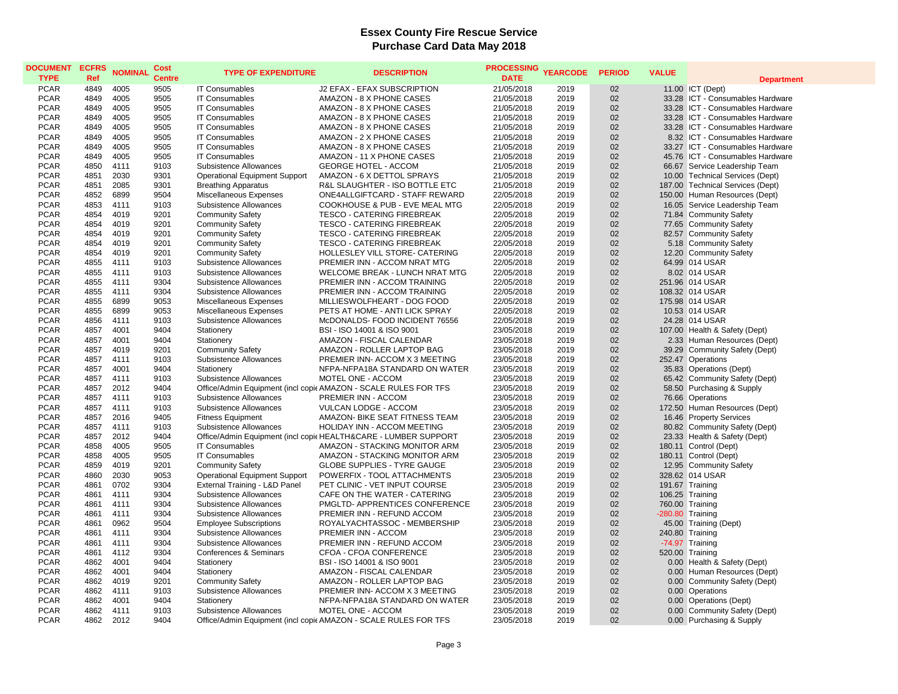# Essex County Fire Rescue Service

## Purchase Card Data May 2018

| DOCUMENT TYPE | ECFRS Ref | NOMINAL | Cost Centre | TYPE OF EXPENDITURE | DESCRIPTION | PROCESSING DATE | YEARCODE | PERIOD | VALUE | Department |
|---|---|---|---|---|---|---|---|---|---|---|
| PCAR | 4849 | 4005 | 9505 | IT Consumables | J2 EFAX - EFAX SUBSCRIPTION | 21/05/2018 | 2019 | 02 | 11.00 | ICT (Dept) |
| PCAR | 4849 | 4005 | 9505 | IT Consumables | AMAZON - 8 X PHONE CASES | 21/05/2018 | 2019 | 02 | 33.28 | ICT - Consumables Hardware |
| PCAR | 4849 | 4005 | 9505 | IT Consumables | AMAZON - 8 X PHONE CASES | 21/05/2018 | 2019 | 02 | 33.28 | ICT - Consumables Hardware |
| PCAR | 4849 | 4005 | 9505 | IT Consumables | AMAZON - 8 X PHONE CASES | 21/05/2018 | 2019 | 02 | 33.28 | ICT - Consumables Hardware |
| PCAR | 4849 | 4005 | 9505 | IT Consumables | AMAZON - 8 X PHONE CASES | 21/05/2018 | 2019 | 02 | 33.28 | ICT - Consumables Hardware |
| PCAR | 4849 | 4005 | 9505 | IT Consumables | AMAZON - 2 X PHONE CASES | 21/05/2018 | 2019 | 02 | 8.32 | ICT - Consumables Hardware |
| PCAR | 4849 | 4005 | 9505 | IT Consumables | AMAZON - 8 X PHONE CASES | 21/05/2018 | 2019 | 02 | 33.27 | ICT - Consumables Hardware |
| PCAR | 4849 | 4005 | 9505 | IT Consumables | AMAZON - 11 X PHONE CASES | 21/05/2018 | 2019 | 02 | 45.76 | ICT - Consumables Hardware |
| PCAR | 4850 | 4111 | 9103 | Subsistence Allowances | GEORGE HOTEL - ACCOM | 21/05/2018 | 2019 | 02 | 66.67 | Service Leadership Team |
| PCAR | 4851 | 2030 | 9301 | Operational Equipment Support | AMAZON - 6 X DETTOL SPRAYS | 21/05/2018 | 2019 | 02 | 10.00 | Technical Services (Dept) |
| PCAR | 4851 | 2085 | 9301 | Breathing Apparatus | R&L SLAUGHTER - ISO BOTTLE ETC | 21/05/2018 | 2019 | 02 | 187.00 | Technical Services (Dept) |
| PCAR | 4852 | 6899 | 9504 | Miscellaneous Expenses | ONE4ALLGIFTCARD - STAFF REWARD | 22/05/2018 | 2019 | 02 | 150.00 | Human Resources (Dept) |
| PCAR | 4853 | 4111 | 9103 | Subsistence Allowances | COOKHOUSE & PUB - EVE MEAL MTG | 22/05/2018 | 2019 | 02 | 16.05 | Service Leadership Team |
| PCAR | 4854 | 4019 | 9201 | Community Safety | TESCO - CATERING FIREBREAK | 22/05/2018 | 2019 | 02 | 71.84 | Community Safety |
| PCAR | 4854 | 4019 | 9201 | Community Safety | TESCO - CATERING FIREBREAK | 22/05/2018 | 2019 | 02 | 77.65 | Community Safety |
| PCAR | 4854 | 4019 | 9201 | Community Safety | TESCO - CATERING FIREBREAK | 22/05/2018 | 2019 | 02 | 82.57 | Community Safety |
| PCAR | 4854 | 4019 | 9201 | Community Safety | TESCO - CATERING FIREBREAK | 22/05/2018 | 2019 | 02 | 5.18 | Community Safety |
| PCAR | 4854 | 4019 | 9201 | Community Safety | HOLLESLEY VILL STORE- CATERING | 22/05/2018 | 2019 | 02 | 12.20 | Community Safety |
| PCAR | 4855 | 4111 | 9103 | Subsistence Allowances | PREMIER INN - ACCOM NRAT MTG | 22/05/2018 | 2019 | 02 | 64.99 | 014 USAR |
| PCAR | 4855 | 4111 | 9103 | Subsistence Allowances | WELCOME BREAK - LUNCH NRAT MTG | 22/05/2018 | 2019 | 02 | 8.02 | 014 USAR |
| PCAR | 4855 | 4111 | 9304 | Subsistence Allowances | PREMIER INN - ACCOM TRAINING | 22/05/2018 | 2019 | 02 | 251.96 | 014 USAR |
| PCAR | 4855 | 4111 | 9304 | Subsistence Allowances | PREMIER INN - ACCOM TRAINING | 22/05/2018 | 2019 | 02 | 108.32 | 014 USAR |
| PCAR | 4855 | 6899 | 9053 | Miscellaneous Expenses | MILLIESWOLFHEART - DOG FOOD | 22/05/2018 | 2019 | 02 | 175.98 | 014 USAR |
| PCAR | 4855 | 6899 | 9053 | Miscellaneous Expenses | PETS AT HOME - ANTI LICK SPRAY | 22/05/2018 | 2019 | 02 | 10.53 | 014 USAR |
| PCAR | 4856 | 4111 | 9103 | Subsistence Allowances | McDONALDS- FOOD INCIDENT 76556 | 22/05/2018 | 2019 | 02 | 24.28 | 014 USAR |
| PCAR | 4857 | 4001 | 9404 | Stationery | BSI - ISO 14001 & ISO 9001 | 23/05/2018 | 2019 | 02 | 107.00 | Health & Safety (Dept) |
| PCAR | 4857 | 4001 | 9404 | Stationery | AMAZON - FISCAL CALENDAR | 23/05/2018 | 2019 | 02 | 2.33 | Human Resources (Dept) |
| PCAR | 4857 | 4019 | 9201 | Community Safety | AMAZON - ROLLER LAPTOP BAG | 23/05/2018 | 2019 | 02 | 39.29 | Community Safety (Dept) |
| PCAR | 4857 | 4111 | 9103 | Subsistence Allowances | PREMIER INN- ACCOM X 3 MEETING | 23/05/2018 | 2019 | 02 | 252.47 | Operations |
| PCAR | 4857 | 4001 | 9404 | Stationery | NFPA-NFPA18A STANDARD ON WATER | 23/05/2018 | 2019 | 02 | 35.83 | Operations (Dept) |
| PCAR | 4857 | 4111 | 9103 | Subsistence Allowances | MOTEL ONE - ACCOM | 23/05/2018 | 2019 | 02 | 65.42 | Community Safety (Dept) |
| PCAR | 4857 | 2012 | 9404 | Office/Admin Equipment (incl copie | AMAZON - SCALE RULES FOR TFS | 23/05/2018 | 2019 | 02 | 58.50 | Purchasing & Supply |
| PCAR | 4857 | 4111 | 9103 | Subsistence Allowances | PREMIER INN - ACCOM | 23/05/2018 | 2019 | 02 | 76.66 | Operations |
| PCAR | 4857 | 4111 | 9103 | Subsistence Allowances | VULCAN LODGE - ACCOM | 23/05/2018 | 2019 | 02 | 172.50 | Human Resources (Dept) |
| PCAR | 4857 | 2016 | 9405 | Fitness Equipment | AMAZON- BIKE SEAT FITNESS TEAM | 23/05/2018 | 2019 | 02 | 16.46 | Property Services |
| PCAR | 4857 | 4111 | 9103 | Subsistence Allowances | HOLIDAY INN - ACCOM MEETING | 23/05/2018 | 2019 | 02 | 80.82 | Community Safety (Dept) |
| PCAR | 4857 | 2012 | 9404 | Office/Admin Equipment (incl copie | HEALTH&CARE - LUMBER SUPPORT | 23/05/2018 | 2019 | 02 | 23.33 | Health & Safety (Dept) |
| PCAR | 4858 | 4005 | 9505 | IT Consumables | AMAZON - STACKING MONITOR ARM | 23/05/2018 | 2019 | 02 | 180.11 | Control (Dept) |
| PCAR | 4858 | 4005 | 9505 | IT Consumables | AMAZON - STACKING MONITOR ARM | 23/05/2018 | 2019 | 02 | 180.11 | Control (Dept) |
| PCAR | 4859 | 4019 | 9201 | Community Safety | GLOBE SUPPLIES - TYRE GAUGE | 23/05/2018 | 2019 | 02 | 12.95 | Community Safety |
| PCAR | 4860 | 2030 | 9053 | Operational Equipment Support | POWERFIX - TOOL ATTACHMENTS | 23/05/2018 | 2019 | 02 | 328.62 | 014 USAR |
| PCAR | 4861 | 0702 | 9304 | External Training - L&D Panel | PET CLINIC - VET INPUT COURSE | 23/05/2018 | 2019 | 02 | 191.67 | Training |
| PCAR | 4861 | 4111 | 9304 | Subsistence Allowances | CAFE ON THE WATER - CATERING | 23/05/2018 | 2019 | 02 | 106.25 | Training |
| PCAR | 4861 | 4111 | 9304 | Subsistence Allowances | PMGLTD- APPRENTICES CONFERENCE | 23/05/2018 | 2019 | 02 | 760.00 | Training |
| PCAR | 4861 | 4111 | 9304 | Subsistence Allowances | PREMIER INN - REFUND ACCOM | 23/05/2018 | 2019 | 02 | -280.80 | Training |
| PCAR | 4861 | 0962 | 9504 | Employee Subscriptions | ROYALYACHTASSOC - MEMBERSHIP | 23/05/2018 | 2019 | 02 | 45.00 | Training (Dept) |
| PCAR | 4861 | 4111 | 9304 | Subsistence Allowances | PREMIER INN - ACCOM | 23/05/2018 | 2019 | 02 | 240.80 | Training |
| PCAR | 4861 | 4111 | 9304 | Subsistence Allowances | PREMIER INN - REFUND ACCOM | 23/05/2018 | 2019 | 02 | -74.97 | Training |
| PCAR | 4861 | 4112 | 9304 | Conferences & Seminars | CFOA - CFOA CONFERENCE | 23/05/2018 | 2019 | 02 | 520.00 | Training |
| PCAR | 4862 | 4001 | 9404 | Stationery | BSI - ISO 14001 & ISO 9001 | 23/05/2018 | 2019 | 02 | 0.00 | Health & Safety (Dept) |
| PCAR | 4862 | 4001 | 9404 | Stationery | AMAZON - FISCAL CALENDAR | 23/05/2018 | 2019 | 02 | 0.00 | Human Resources (Dept) |
| PCAR | 4862 | 4019 | 9201 | Community Safety | AMAZON - ROLLER LAPTOP BAG | 23/05/2018 | 2019 | 02 | 0.00 | Community Safety (Dept) |
| PCAR | 4862 | 4111 | 9103 | Subsistence Allowances | PREMIER INN- ACCOM X 3 MEETING | 23/05/2018 | 2019 | 02 | 0.00 | Operations |
| PCAR | 4862 | 4001 | 9404 | Stationery | NFPA-NFPA18A STANDARD ON WATER | 23/05/2018 | 2019 | 02 | 0.00 | Operations (Dept) |
| PCAR | 4862 | 4111 | 9103 | Subsistence Allowances | MOTEL ONE - ACCOM | 23/05/2018 | 2019 | 02 | 0.00 | Community Safety (Dept) |
| PCAR | 4862 | 2012 | 9404 | Office/Admin Equipment (incl copie | AMAZON - SCALE RULES FOR TFS | 23/05/2018 | 2019 | 02 | 0.00 | Purchasing & Supply |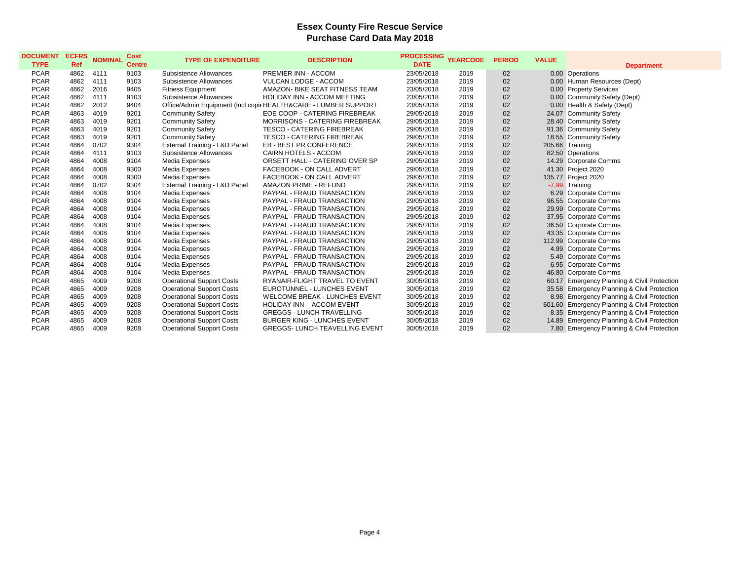# Essex County Fire Rescue Service
## Purchase Card Data May 2018

| DOCUMENT TYPE | ECFRS Ref | NOMINAL | Cost Centre | TYPE OF EXPENDITURE | DESCRIPTION | PROCESSING DATE | YEARCODE | PERIOD | VALUE | Department |
|---|---|---|---|---|---|---|---|---|---|---|
| PCAR | 4862 | 4111 | 9103 | Subsistence Allowances | PREMIER INN - ACCOM | 23/05/2018 | 2019 | 02 | 0.00 | Operations |
| PCAR | 4862 | 4111 | 9103 | Subsistence Allowances | VULCAN LODGE - ACCOM | 23/05/2018 | 2019 | 02 | 0.00 | Human Resources (Dept) |
| PCAR | 4862 | 2016 | 9405 | Fitness Equipment | AMAZON- BIKE SEAT FITNESS TEAM | 23/05/2018 | 2019 | 02 | 0.00 | Property Services |
| PCAR | 4862 | 4111 | 9103 | Subsistence Allowances | HOLIDAY INN - ACCOM MEETING | 23/05/2018 | 2019 | 02 | 0.00 | Community Safety (Dept) |
| PCAR | 4862 | 2012 | 9404 | Office/Admin Equipment (incl copie | HEALTH&CARE - LUMBER SUPPORT | 23/05/2018 | 2019 | 02 | 0.00 | Health & Safety (Dept) |
| PCAR | 4863 | 4019 | 9201 | Community Safety | EOE COOP - CATERING FIREBREAK | 29/05/2018 | 2019 | 02 | 24.07 | Community Safety |
| PCAR | 4863 | 4019 | 9201 | Community Safety | MORRISONS - CATERING FIREBREAK | 29/05/2018 | 2019 | 02 | 28.40 | Community Safety |
| PCAR | 4863 | 4019 | 9201 | Community Safety | TESCO - CATERING FIREBREAK | 29/05/2018 | 2019 | 02 | 91.36 | Community Safety |
| PCAR | 4863 | 4019 | 9201 | Community Safety | TESCO - CATERING FIREBREAK | 29/05/2018 | 2019 | 02 | 18.55 | Community Safety |
| PCAR | 4864 | 0702 | 9304 | External Training - L&D Panel | EB - BEST PR CONFERENCE | 29/05/2018 | 2019 | 02 | 205.66 | Training |
| PCAR | 4864 | 4111 | 9103 | Subsistence Allowances | CAIRN HOTELS - ACCOM | 29/05/2018 | 2019 | 02 | 82.50 | Operations |
| PCAR | 4864 | 4008 | 9104 | Media Expenses | ORSETT HALL - CATERING OVER SP | 29/05/2018 | 2019 | 02 | 14.29 | Corporate Comms |
| PCAR | 4864 | 4008 | 9300 | Media Expenses | FACEBOOK - ON CALL ADVERT | 29/05/2018 | 2019 | 02 | 41.30 | Project 2020 |
| PCAR | 4864 | 4008 | 9300 | Media Expenses | FACEBOOK - ON CALL ADVERT | 29/05/2018 | 2019 | 02 | 135.77 | Project 2020 |
| PCAR | 4864 | 0702 | 9304 | External Training - L&D Panel | AMAZON PRIME - REFUND | 29/05/2018 | 2019 | 02 | -7.99 | Training |
| PCAR | 4864 | 4008 | 9104 | Media Expenses | PAYPAL - FRAUD TRANSACTION | 29/05/2018 | 2019 | 02 | 6.29 | Corporate Comms |
| PCAR | 4864 | 4008 | 9104 | Media Expenses | PAYPAL - FRAUD TRANSACTION | 29/05/2018 | 2019 | 02 | 96.55 | Corporate Comms |
| PCAR | 4864 | 4008 | 9104 | Media Expenses | PAYPAL - FRAUD TRANSACTION | 29/05/2018 | 2019 | 02 | 29.99 | Corporate Comms |
| PCAR | 4864 | 4008 | 9104 | Media Expenses | PAYPAL - FRAUD TRANSACTION | 29/05/2018 | 2019 | 02 | 37.95 | Corporate Comms |
| PCAR | 4864 | 4008 | 9104 | Media Expenses | PAYPAL - FRAUD TRANSACTION | 29/05/2018 | 2019 | 02 | 36.50 | Corporate Comms |
| PCAR | 4864 | 4008 | 9104 | Media Expenses | PAYPAL - FRAUD TRANSACTION | 29/05/2018 | 2019 | 02 | 43.35 | Corporate Comms |
| PCAR | 4864 | 4008 | 9104 | Media Expenses | PAYPAL - FRAUD TRANSACTION | 29/05/2018 | 2019 | 02 | 112.99 | Corporate Comms |
| PCAR | 4864 | 4008 | 9104 | Media Expenses | PAYPAL - FRAUD TRANSACTION | 29/05/2018 | 2019 | 02 | 4.99 | Corporate Comms |
| PCAR | 4864 | 4008 | 9104 | Media Expenses | PAYPAL - FRAUD TRANSACTION | 29/05/2018 | 2019 | 02 | 5.49 | Corporate Comms |
| PCAR | 4864 | 4008 | 9104 | Media Expenses | PAYPAL - FRAUD TRANSACTION | 29/05/2018 | 2019 | 02 | 6.95 | Corporate Comms |
| PCAR | 4864 | 4008 | 9104 | Media Expenses | PAYPAL - FRAUD TRANSACTION | 29/05/2018 | 2019 | 02 | 46.80 | Corporate Comms |
| PCAR | 4865 | 4009 | 9208 | Operational Support Costs | RYANAIR-FLIGHT TRAVEL TO EVENT | 30/05/2018 | 2019 | 02 | 60.17 | Emergency Planning & Civil Protection |
| PCAR | 4865 | 4009 | 9208 | Operational Support Costs | EUROTUNNEL - LUNCHES EVENT | 30/05/2018 | 2019 | 02 | 35.58 | Emergency Planning & Civil Protection |
| PCAR | 4865 | 4009 | 9208 | Operational Support Costs | WELCOME BREAK - LUNCHES EVENT | 30/05/2018 | 2019 | 02 | 8.98 | Emergency Planning & Civil Protection |
| PCAR | 4865 | 4009 | 9208 | Operational Support Costs | HOLIDAY INN - ACCOM EVENT | 30/05/2018 | 2019 | 02 | 601.60 | Emergency Planning & Civil Protection |
| PCAR | 4865 | 4009 | 9208 | Operational Support Costs | GREGGS - LUNCH TRAVELLING | 30/05/2018 | 2019 | 02 | 8.35 | Emergency Planning & Civil Protection |
| PCAR | 4865 | 4009 | 9208 | Operational Support Costs | BURGER KING - LUNCHES EVENT | 30/05/2018 | 2019 | 02 | 14.89 | Emergency Planning & Civil Protection |
| PCAR | 4865 | 4009 | 9208 | Operational Support Costs | GREGGS- LUNCH TEAVELLING EVENT | 30/05/2018 | 2019 | 02 | 7.80 | Emergency Planning & Civil Protection |